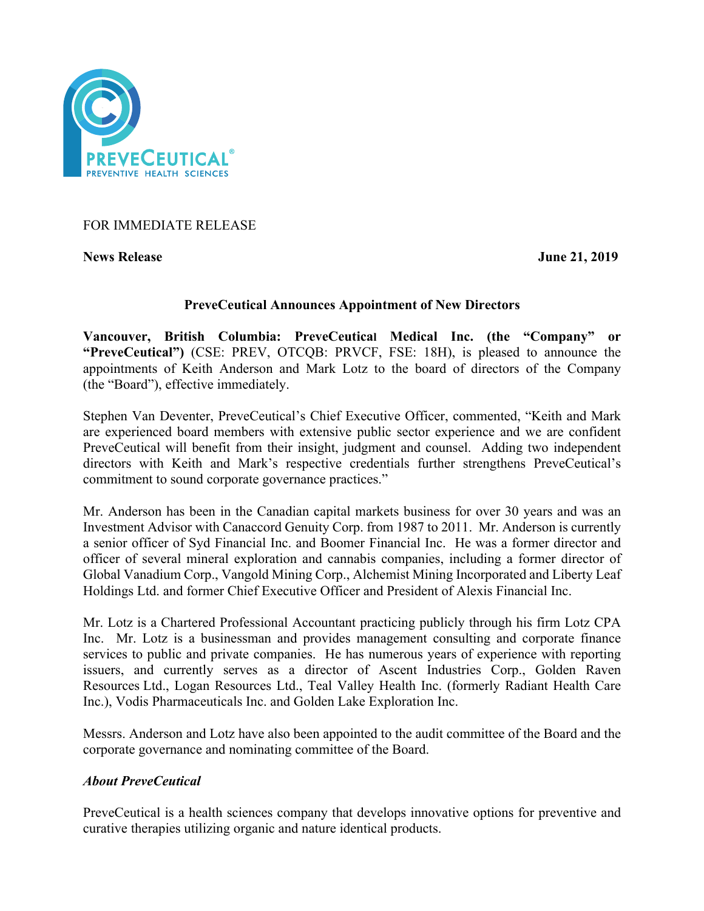PREVECEUTICAL®
PREVENTIVE HEALTH SCIENCES

FOR IMMEDIATE RELEASE

**News Release** **June 21, 2019**

## PreveCeutical Announces Appointment of New Directors

**Vancouver, British Columbia: PreveCeutical Medical Inc. (the "Company" or "PreveCeutical")** (CSE: PREV, OTCQB: PRVCF, FSE: 18H), is pleased to announce the appointments of Keith Anderson and Mark Lotz to the board of directors of the Company (the "Board"), effective immediately.

Stephen Van Deventer, PreveCeutical's Chief Executive Officer, commented, "Keith and Mark are experienced board members with extensive public sector experience and we are confident PreveCeutical will benefit from their insight, judgment and counsel. Adding two independent directors with Keith and Mark's respective credentials further strengthens PreveCeutical's commitment to sound corporate governance practices."

Mr. Anderson has been in the Canadian capital markets business for over 30 years and was an Investment Advisor with Canaccord Genuity Corp. from 1987 to 2011. Mr. Anderson is currently a senior officer of Syd Financial Inc. and Boomer Financial Inc. He was a former director and officer of several mineral exploration and cannabis companies, including a former director of Global Vanadium Corp., Vangold Mining Corp., Alchemist Mining Incorporated and Liberty Leaf Holdings Ltd. and former Chief Executive Officer and President of Alexis Financial Inc.

Mr. Lotz is a Chartered Professional Accountant practicing publicly through his firm Lotz CPA Inc. Mr. Lotz is a businessman and provides management consulting and corporate finance services to public and private companies. He has numerous years of experience with reporting issuers, and currently serves as a director of Ascent Industries Corp., Golden Raven Resources Ltd., Logan Resources Ltd., Teal Valley Health Inc. (formerly Radiant Health Care Inc.), Vodis Pharmaceuticals Inc. and Golden Lake Exploration Inc.

Messrs. Anderson and Lotz have also been appointed to the audit committee of the Board and the corporate governance and nominating committee of the Board.

### *About PreveCeutical*

PreveCeutical is a health sciences company that develops innovative options for preventive and curative therapies utilizing organic and nature identical products.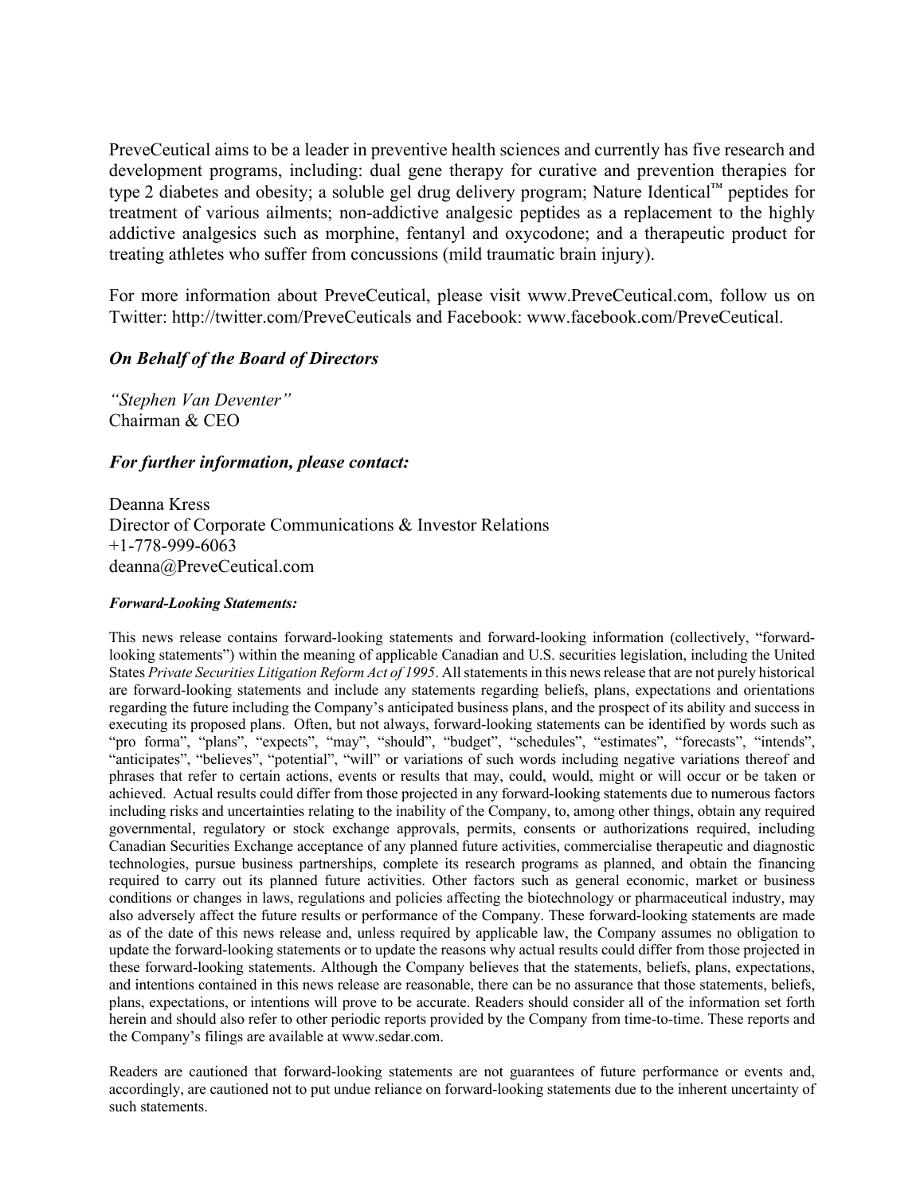PreveCeutical aims to be a leader in preventive health sciences and currently has five research and development programs, including: dual gene therapy for curative and prevention therapies for type 2 diabetes and obesity; a soluble gel drug delivery program; Nature Identical™ peptides for treatment of various ailments; non-addictive analgesic peptides as a replacement to the highly addictive analgesics such as morphine, fentanyl and oxycodone; and a therapeutic product for treating athletes who suffer from concussions (mild traumatic brain injury).

For more information about PreveCeutical, please visit www.PreveCeutical.com, follow us on Twitter: http://twitter.com/PreveCeuticals and Facebook: www.facebook.com/PreveCeutical.

***On Behalf of the Board of Directors***

*"Stephen Van Deventer"*
Chairman & CEO

***For further information, please contact:***

Deanna Kress
Director of Corporate Communications & Investor Relations
+1-778-999-6063
deanna@PreveCeutical.com

***Forward-Looking Statements:***

This news release contains forward-looking statements and forward-looking information (collectively, "forward-looking statements") within the meaning of applicable Canadian and U.S. securities legislation, including the United States *Private Securities Litigation Reform Act of 1995*. All statements in this news release that are not purely historical are forward-looking statements and include any statements regarding beliefs, plans, expectations and orientations regarding the future including the Company's anticipated business plans, and the prospect of its ability and success in executing its proposed plans. Often, but not always, forward-looking statements can be identified by words such as "pro forma", "plans", "expects", "may", "should", "budget", "schedules", "estimates", "forecasts", "intends", "anticipates", "believes", "potential", "will" or variations of such words including negative variations thereof and phrases that refer to certain actions, events or results that may, could, would, might or will occur or be taken or achieved. Actual results could differ from those projected in any forward-looking statements due to numerous factors including risks and uncertainties relating to the inability of the Company, to, among other things, obtain any required governmental, regulatory or stock exchange approvals, permits, consents or authorizations required, including Canadian Securities Exchange acceptance of any planned future activities, commercialise therapeutic and diagnostic technologies, pursue business partnerships, complete its research programs as planned, and obtain the financing required to carry out its planned future activities. Other factors such as general economic, market or business conditions or changes in laws, regulations and policies affecting the biotechnology or pharmaceutical industry, may also adversely affect the future results or performance of the Company. These forward-looking statements are made as of the date of this news release and, unless required by applicable law, the Company assumes no obligation to update the forward-looking statements or to update the reasons why actual results could differ from those projected in these forward-looking statements. Although the Company believes that the statements, beliefs, plans, expectations, and intentions contained in this news release are reasonable, there can be no assurance that those statements, beliefs, plans, expectations, or intentions will prove to be accurate. Readers should consider all of the information set forth herein and should also refer to other periodic reports provided by the Company from time-to-time. These reports and the Company's filings are available at www.sedar.com.

Readers are cautioned that forward-looking statements are not guarantees of future performance or events and, accordingly, are cautioned not to put undue reliance on forward-looking statements due to the inherent uncertainty of such statements.